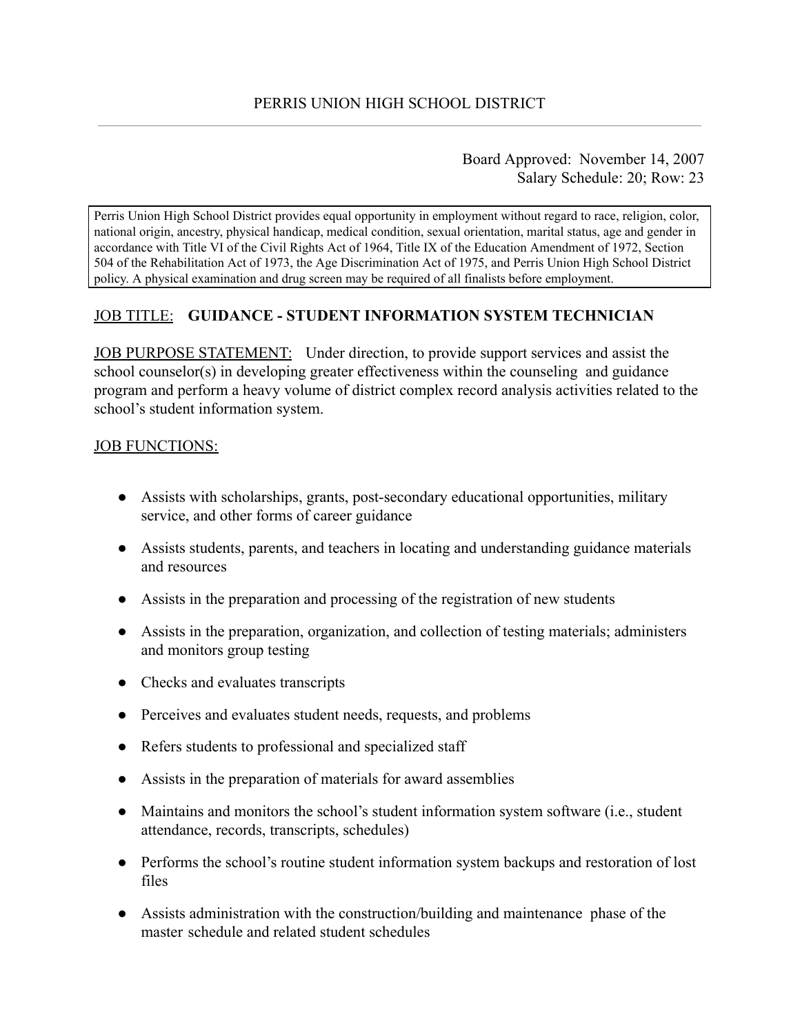# PERRIS UNION HIGH SCHOOL DISTRICT

Board Approved: November 14, 2007
Salary Schedule: 20; Row: 23

Perris Union High School District provides equal opportunity in employment without regard to race, religion, color, national origin, ancestry, physical handicap, medical condition, sexual orientation, marital status, age and gender in accordance with Title VI of the Civil Rights Act of 1964, Title IX of the Education Amendment of 1972, Section 504 of the Rehabilitation Act of 1973, the Age Discrimination Act of 1975, and Perris Union High School District policy. A physical examination and drug screen may be required of all finalists before employment.

JOB TITLE: **GUIDANCE - STUDENT INFORMATION SYSTEM TECHNICIAN**

JOB PURPOSE STATEMENT: Under direction, to provide support services and assist the school counselor(s) in developing greater effectiveness within the counseling and guidance program and perform a heavy volume of district complex record analysis activities related to the school's student information system.

JOB FUNCTIONS:

- Assists with scholarships, grants, post-secondary educational opportunities, military service, and other forms of career guidance
- Assists students, parents, and teachers in locating and understanding guidance materials and resources
- Assists in the preparation and processing of the registration of new students
- Assists in the preparation, organization, and collection of testing materials; administers and monitors group testing
- Checks and evaluates transcripts
- Perceives and evaluates student needs, requests, and problems
- Refers students to professional and specialized staff
- Assists in the preparation of materials for award assemblies
- Maintains and monitors the school's student information system software (i.e., student attendance, records, transcripts, schedules)
- Performs the school's routine student information system backups and restoration of lost files
- Assists administration with the construction/building and maintenance phase of the master schedule and related student schedules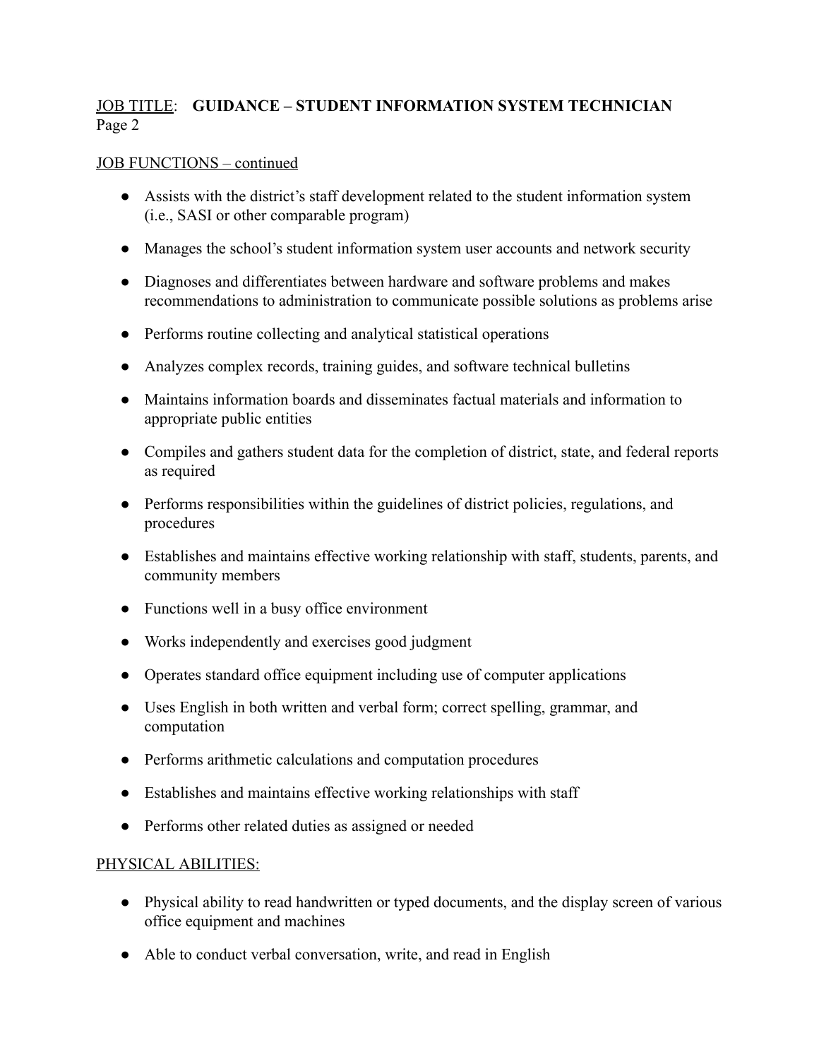JOB TITLE: **GUIDANCE – STUDENT INFORMATION SYSTEM TECHNICIAN**
Page 2

JOB FUNCTIONS – continued

- Assists with the district's staff development related to the student information system (i.e., SASI or other comparable program)
- Manages the school's student information system user accounts and network security
- Diagnoses and differentiates between hardware and software problems and makes recommendations to administration to communicate possible solutions as problems arise
- Performs routine collecting and analytical statistical operations
- Analyzes complex records, training guides, and software technical bulletins
- Maintains information boards and disseminates factual materials and information to appropriate public entities
- Compiles and gathers student data for the completion of district, state, and federal reports as required
- Performs responsibilities within the guidelines of district policies, regulations, and procedures
- Establishes and maintains effective working relationship with staff, students, parents, and community members
- Functions well in a busy office environment
- Works independently and exercises good judgment
- Operates standard office equipment including use of computer applications
- Uses English in both written and verbal form; correct spelling, grammar, and computation
- Performs arithmetic calculations and computation procedures
- Establishes and maintains effective working relationships with staff
- Performs other related duties as assigned or needed

PHYSICAL ABILITIES:

- Physical ability to read handwritten or typed documents, and the display screen of various office equipment and machines
- Able to conduct verbal conversation, write, and read in English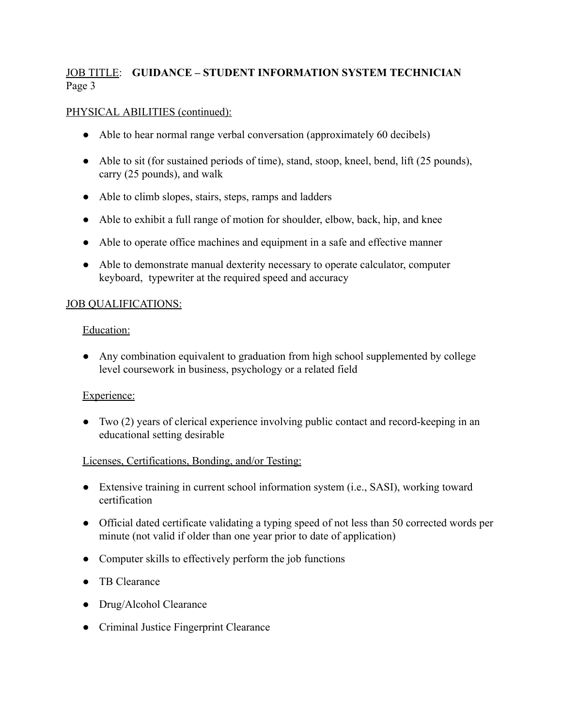JOB TITLE: **GUIDANCE – STUDENT INFORMATION SYSTEM TECHNICIAN**
Page 3

PHYSICAL ABILITIES (continued):

- Able to hear normal range verbal conversation (approximately 60 decibels)
- Able to sit (for sustained periods of time), stand, stoop, kneel, bend, lift (25 pounds), carry (25 pounds), and walk
- Able to climb slopes, stairs, steps, ramps and ladders
- Able to exhibit a full range of motion for shoulder, elbow, back, hip, and knee
- Able to operate office machines and equipment in a safe and effective manner
- Able to demonstrate manual dexterity necessary to operate calculator, computer keyboard, typewriter at the required speed and accuracy

JOB QUALIFICATIONS:

Education:

- Any combination equivalent to graduation from high school supplemented by college level coursework in business, psychology or a related field

Experience:

- Two (2) years of clerical experience involving public contact and record-keeping in an educational setting desirable

Licenses, Certifications, Bonding, and/or Testing:

- Extensive training in current school information system (i.e., SASI), working toward certification
- Official dated certificate validating a typing speed of not less than 50 corrected words per minute (not valid if older than one year prior to date of application)
- Computer skills to effectively perform the job functions
- TB Clearance
- Drug/Alcohol Clearance
- Criminal Justice Fingerprint Clearance